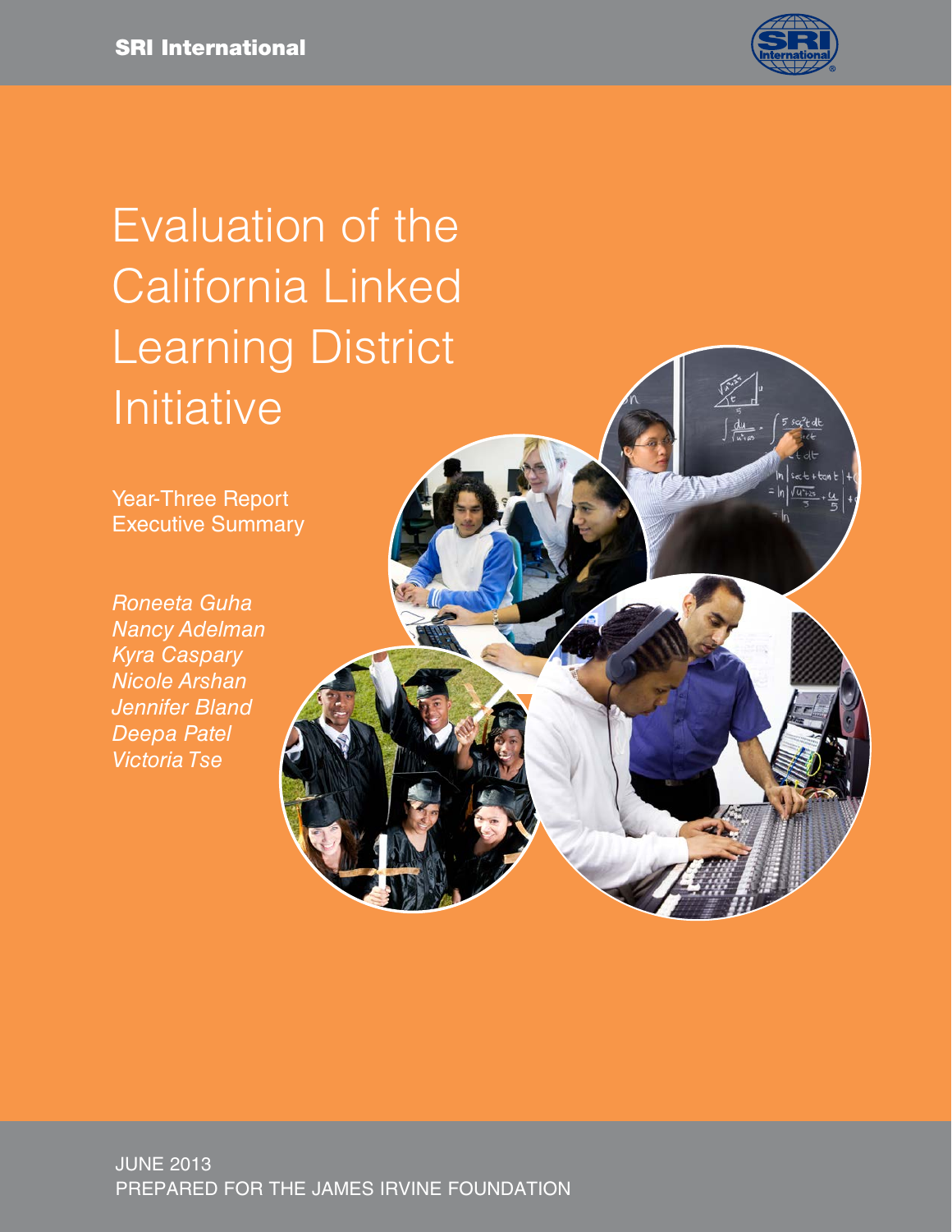SRI International

# Evaluation of the California Linked Learning District Initiative

Year-Three Report
Executive Summary

*Roneeta Guha*
*Nancy Adelman*
*Kyra Caspary*
*Nicole Arshan*
*Jennifer Bland*
*Deepa Patel*
*Victoria Tse*

JUNE 2013
PREPARED FOR THE JAMES IRVINE FOUNDATION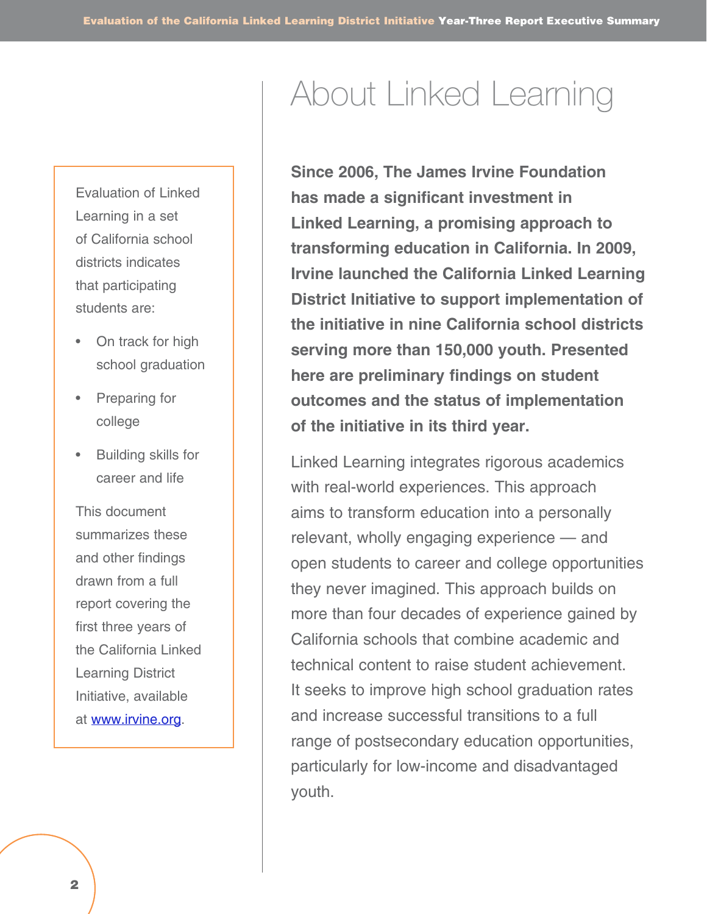# About Linked Learning

Evaluation of Linked Learning in a set of California school districts indicates that participating students are:

- On track for high school graduation
- Preparing for college
- Building skills for career and life

This document summarizes these and other findings drawn from a full report covering the first three years of the California Linked Learning District Initiative, available at [www.irvine.org](http://www.irvine.org).

**Since 2006, The James Irvine Foundation has made a significant investment in Linked Learning, a promising approach to transforming education in California. In 2009, Irvine launched the California Linked Learning District Initiative to support implementation of the initiative in nine California school districts serving more than 150,000 youth. Presented here are preliminary findings on student outcomes and the status of implementation of the initiative in its third year.**

Linked Learning integrates rigorous academics with real-world experiences. This approach aims to transform education into a personally relevant, wholly engaging experience — and open students to career and college opportunities they never imagined. This approach builds on more than four decades of experience gained by California schools that combine academic and technical content to raise student achievement. It seeks to improve high school graduation rates and increase successful transitions to a full range of postsecondary education opportunities, particularly for low-income and disadvantaged youth.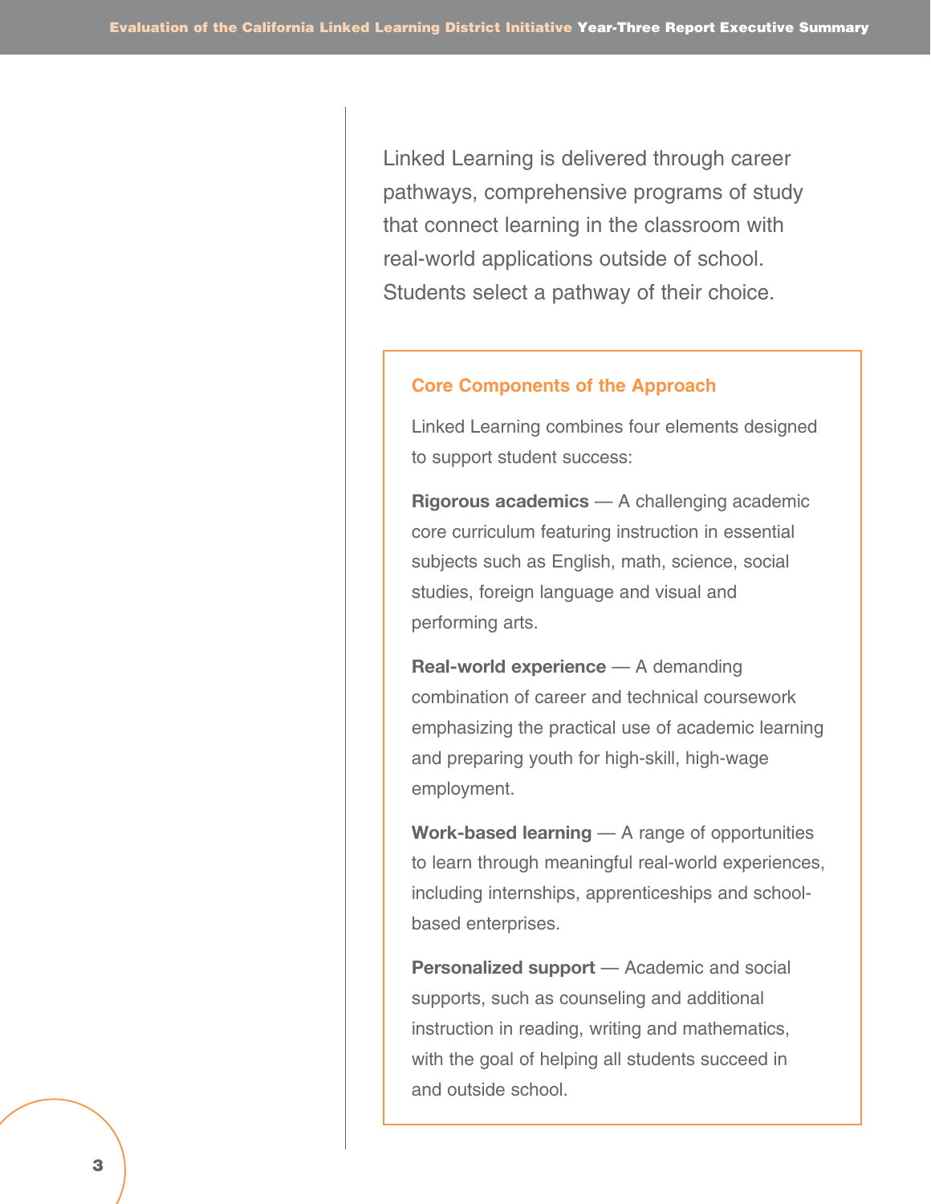Linked Learning is delivered through career pathways, comprehensive programs of study that connect learning in the classroom with real-world applications outside of school. Students select a pathway of their choice.

### Core Components of the Approach

Linked Learning combines four elements designed to support student success:

**Rigorous academics** — A challenging academic core curriculum featuring instruction in essential subjects such as English, math, science, social studies, foreign language and visual and performing arts.

**Real-world experience** — A demanding combination of career and technical coursework emphasizing the practical use of academic learning and preparing youth for high-skill, high-wage employment.

**Work-based learning** — A range of opportunities to learn through meaningful real-world experiences, including internships, apprenticeships and school-based enterprises.

**Personalized support** — Academic and social supports, such as counseling and additional instruction in reading, writing and mathematics, with the goal of helping all students succeed in and outside school.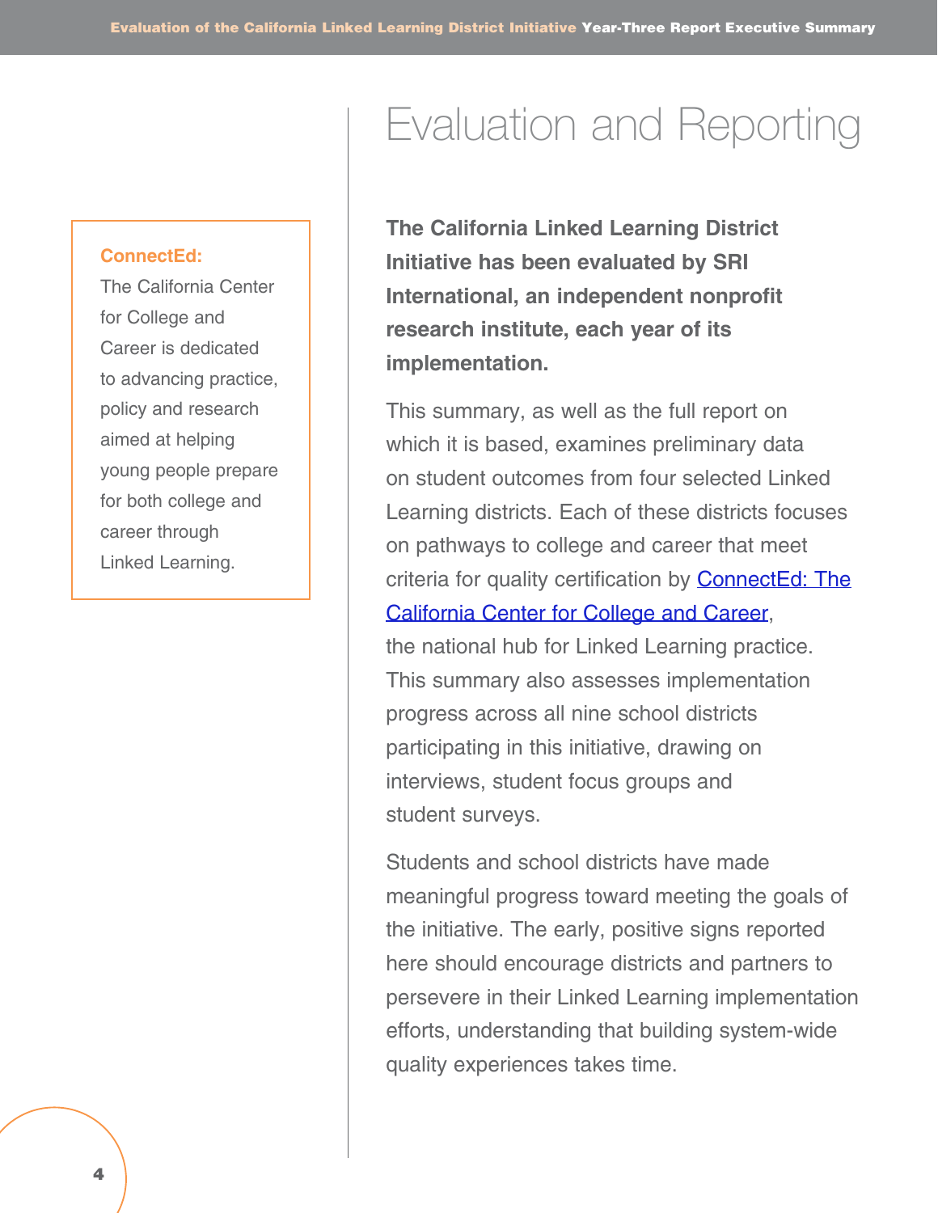# Evaluation and Reporting

**ConnectEd:**
The California Center for College and Career is dedicated to advancing practice, policy and research aimed at helping young people prepare for both college and career through Linked Learning.

**The California Linked Learning District Initiative has been evaluated by SRI International, an independent nonprofit research institute, each year of its implementation.**

This summary, as well as the full report on which it is based, examines preliminary data on student outcomes from four selected Linked Learning districts. Each of these districts focuses on pathways to college and career that meet criteria for quality certification by ConnectEd: The California Center for College and Career, the national hub for Linked Learning practice. This summary also assesses implementation progress across all nine school districts participating in this initiative, drawing on interviews, student focus groups and student surveys.

Students and school districts have made meaningful progress toward meeting the goals of the initiative. The early, positive signs reported here should encourage districts and partners to persevere in their Linked Learning implementation efforts, understanding that building system-wide quality experiences takes time.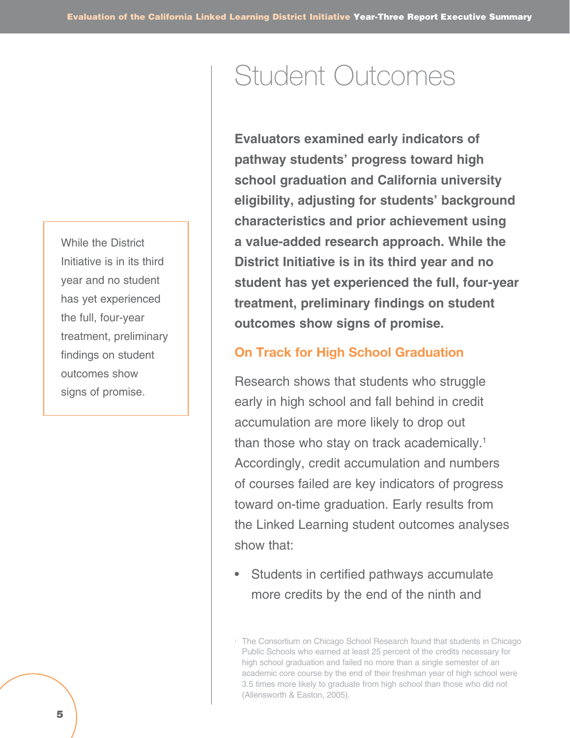# Student Outcomes

While the District Initiative is in its third year and no student has yet experienced the full, four-year treatment, preliminary findings on student outcomes show signs of promise.

**Evaluators examined early indicators of pathway students' progress toward high school graduation and California university eligibility, adjusting for students' background characteristics and prior achievement using a value-added research approach. While the District Initiative is in its third year and no student has yet experienced the full, four-year treatment, preliminary findings on student outcomes show signs of promise.**

## On Track for High School Graduation

Research shows that students who struggle early in high school and fall behind in credit accumulation are more likely to drop out than those who stay on track academically.[1] Accordingly, credit accumulation and numbers of courses failed are key indicators of progress toward on-time graduation. Early results from the Linked Learning student outcomes analyses show that:

- Students in certified pathways accumulate more credits by the end of the ninth and

[1] The Consortium on Chicago School Research found that students in Chicago Public Schools who earned at least 25 percent of the credits necessary for high school graduation and failed no more than a single semester of an academic core course by the end of their freshman year of high school were 3.5 times more likely to graduate from high school than those who did not (Allensworth & Easton, 2005).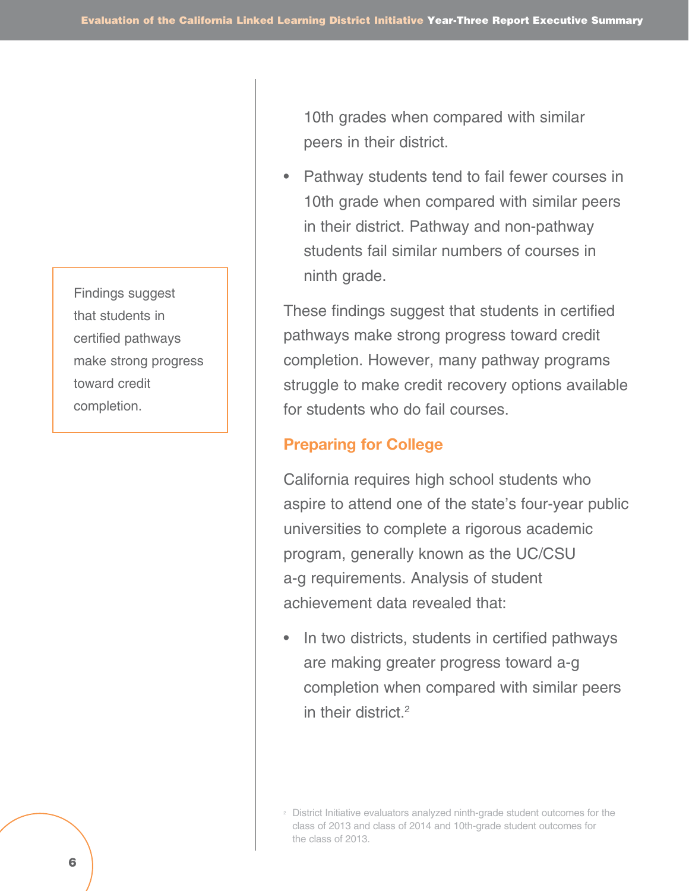10th grades when compared with similar peers in their district.

- Pathway students tend to fail fewer courses in 10th grade when compared with similar peers in their district. Pathway and non-pathway students fail similar numbers of courses in ninth grade.

These findings suggest that students in certified pathways make strong progress toward credit completion. However, many pathway programs struggle to make credit recovery options available for students who do fail courses.

> Findings suggest that students in certified pathways make strong progress toward credit completion.

## Preparing for College

California requires high school students who aspire to attend one of the state's four-year public universities to complete a rigorous academic program, generally known as the UC/CSU a-g requirements. Analysis of student achievement data revealed that:

- In two districts, students in certified pathways are making greater progress toward a-g completion when compared with similar peers in their district.[2]

[2] District Initiative evaluators analyzed ninth-grade student outcomes for the class of 2013 and class of 2014 and 10th-grade student outcomes for the class of 2013.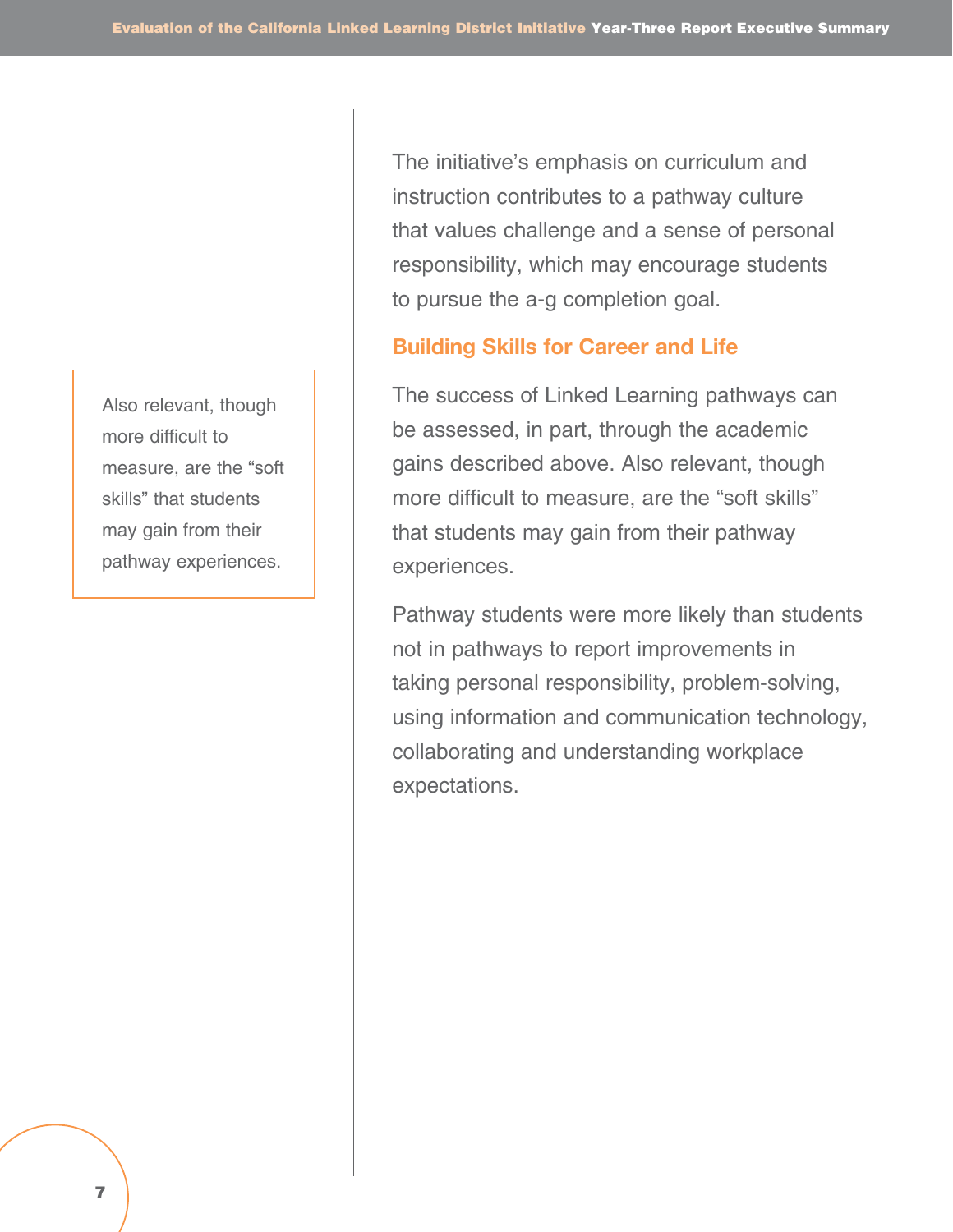> Also relevant, though more difficult to measure, are the "soft skills" that students may gain from their pathway experiences.

The initiative's emphasis on curriculum and instruction contributes to a pathway culture that values challenge and a sense of personal responsibility, which may encourage students to pursue the a-g completion goal.

### Building Skills for Career and Life

The success of Linked Learning pathways can be assessed, in part, through the academic gains described above. Also relevant, though more difficult to measure, are the "soft skills" that students may gain from their pathway experiences.

Pathway students were more likely than students not in pathways to report improvements in taking personal responsibility, problem-solving, using information and communication technology, collaborating and understanding workplace expectations.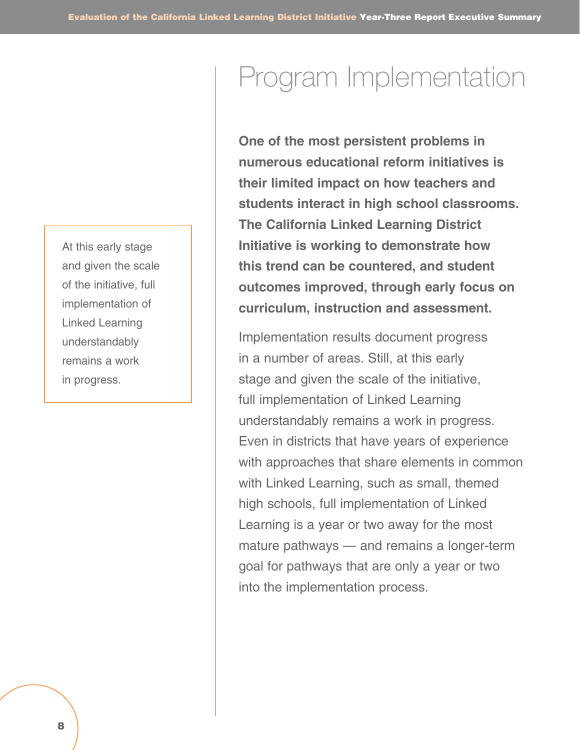# Program Implementation

> At this early stage and given the scale of the initiative, full implementation of Linked Learning understandably remains a work in progress.

**One of the most persistent problems in numerous educational reform initiatives is their limited impact on how teachers and students interact in high school classrooms. The California Linked Learning District Initiative is working to demonstrate how this trend can be countered, and student outcomes improved, through early focus on curriculum, instruction and assessment.**

Implementation results document progress in a number of areas. Still, at this early stage and given the scale of the initiative, full implementation of Linked Learning understandably remains a work in progress. Even in districts that have years of experience with approaches that share elements in common with Linked Learning, such as small, themed high schools, full implementation of Linked Learning is a year or two away for the most mature pathways — and remains a longer-term goal for pathways that are only a year or two into the implementation process.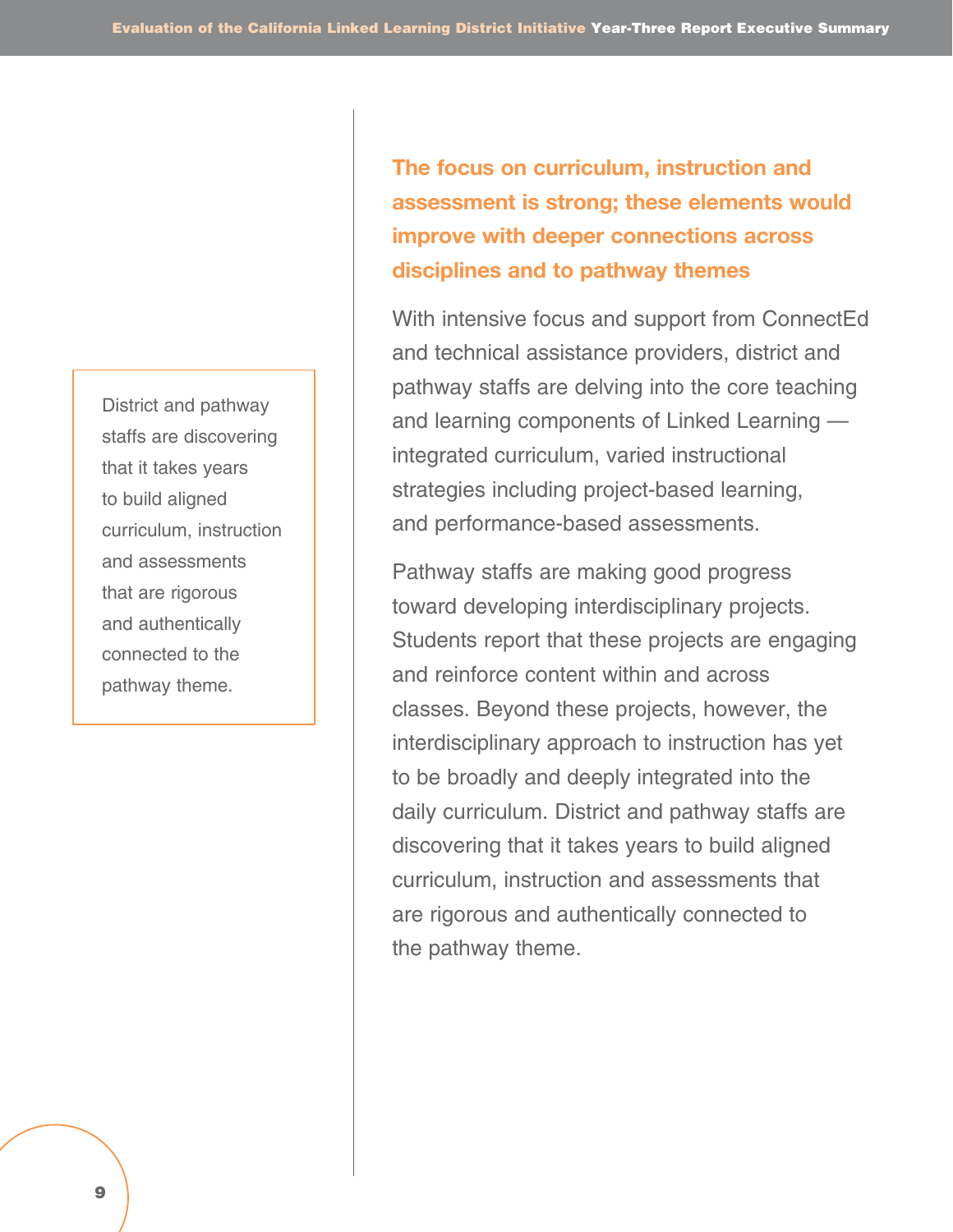> District and pathway staffs are discovering that it takes years to build aligned curriculum, instruction and assessments that are rigorous and authentically connected to the pathway theme.

## The focus on curriculum, instruction and assessment is strong; these elements would improve with deeper connections across disciplines and to pathway themes

With intensive focus and support from ConnectEd and technical assistance providers, district and pathway staffs are delving into the core teaching and learning components of Linked Learning — integrated curriculum, varied instructional strategies including project-based learning, and performance-based assessments.

Pathway staffs are making good progress toward developing interdisciplinary projects. Students report that these projects are engaging and reinforce content within and across classes. Beyond these projects, however, the interdisciplinary approach to instruction has yet to be broadly and deeply integrated into the daily curriculum. District and pathway staffs are discovering that it takes years to build aligned curriculum, instruction and assessments that are rigorous and authentically connected to the pathway theme.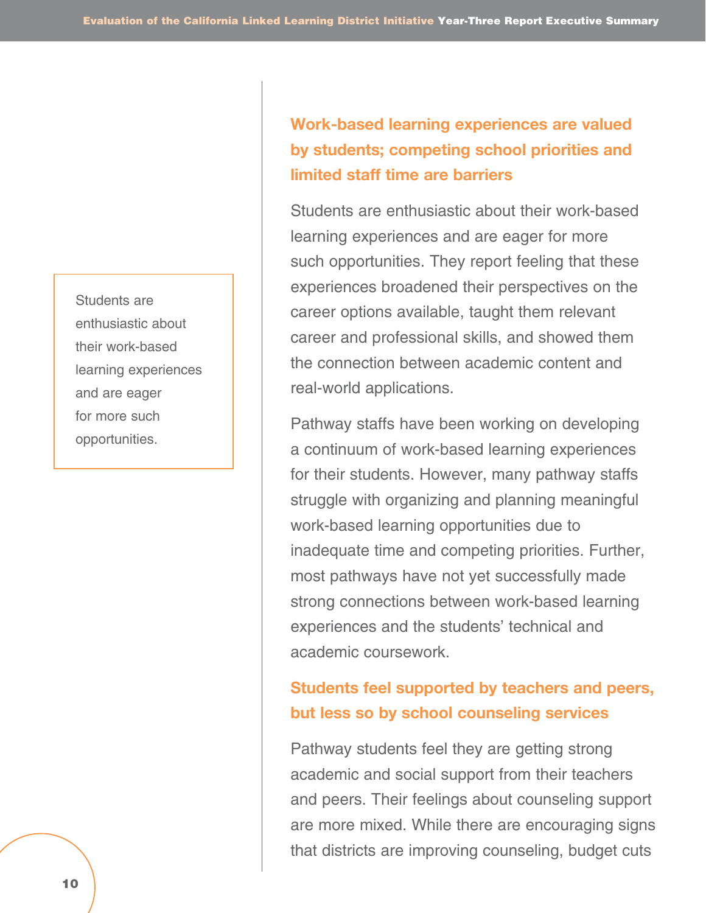> Students are enthusiastic about their work-based learning experiences and are eager for more such opportunities.

### Work-based learning experiences are valued by students; competing school priorities and limited staff time are barriers

Students are enthusiastic about their work-based learning experiences and are eager for more such opportunities. They report feeling that these experiences broadened their perspectives on the career options available, taught them relevant career and professional skills, and showed them the connection between academic content and real-world applications.

Pathway staffs have been working on developing a continuum of work-based learning experiences for their students. However, many pathway staffs struggle with organizing and planning meaningful work-based learning opportunities due to inadequate time and competing priorities. Further, most pathways have not yet successfully made strong connections between work-based learning experiences and the students' technical and academic coursework.

### Students feel supported by teachers and peers, but less so by school counseling services

Pathway students feel they are getting strong academic and social support from their teachers and peers. Their feelings about counseling support are more mixed. While there are encouraging signs that districts are improving counseling, budget cuts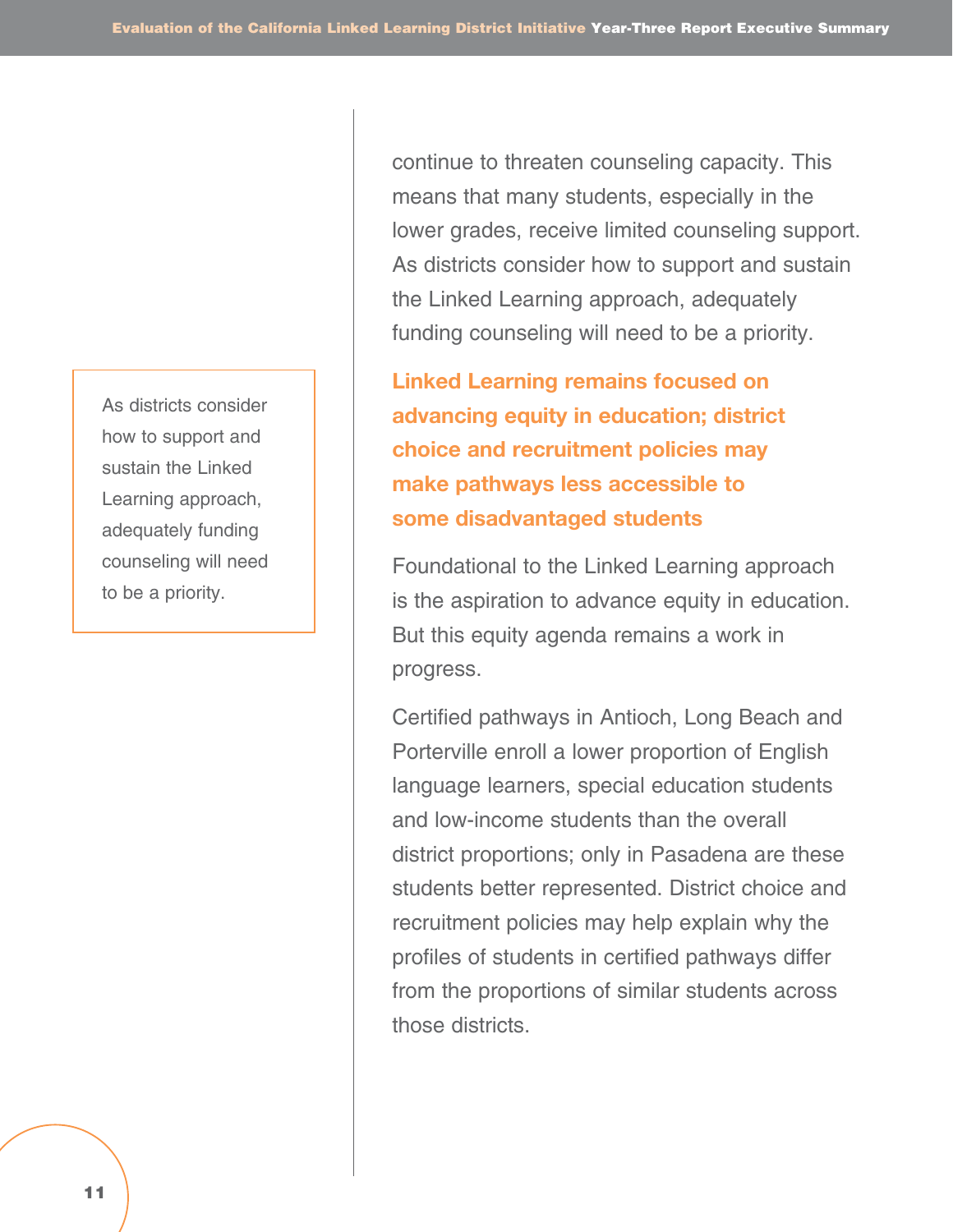continue to threaten counseling capacity. This means that many students, especially in the lower grades, receive limited counseling support. As districts consider how to support and sustain the Linked Learning approach, adequately funding counseling will need to be a priority.

> As districts consider how to support and sustain the Linked Learning approach, adequately funding counseling will need to be a priority.

### Linked Learning remains focused on advancing equity in education; district choice and recruitment policies may make pathways less accessible to some disadvantaged students

Foundational to the Linked Learning approach is the aspiration to advance equity in education. But this equity agenda remains a work in progress.

Certified pathways in Antioch, Long Beach and Porterville enroll a lower proportion of English language learners, special education students and low-income students than the overall district proportions; only in Pasadena are these students better represented. District choice and recruitment policies may help explain why the profiles of students in certified pathways differ from the proportions of similar students across those districts.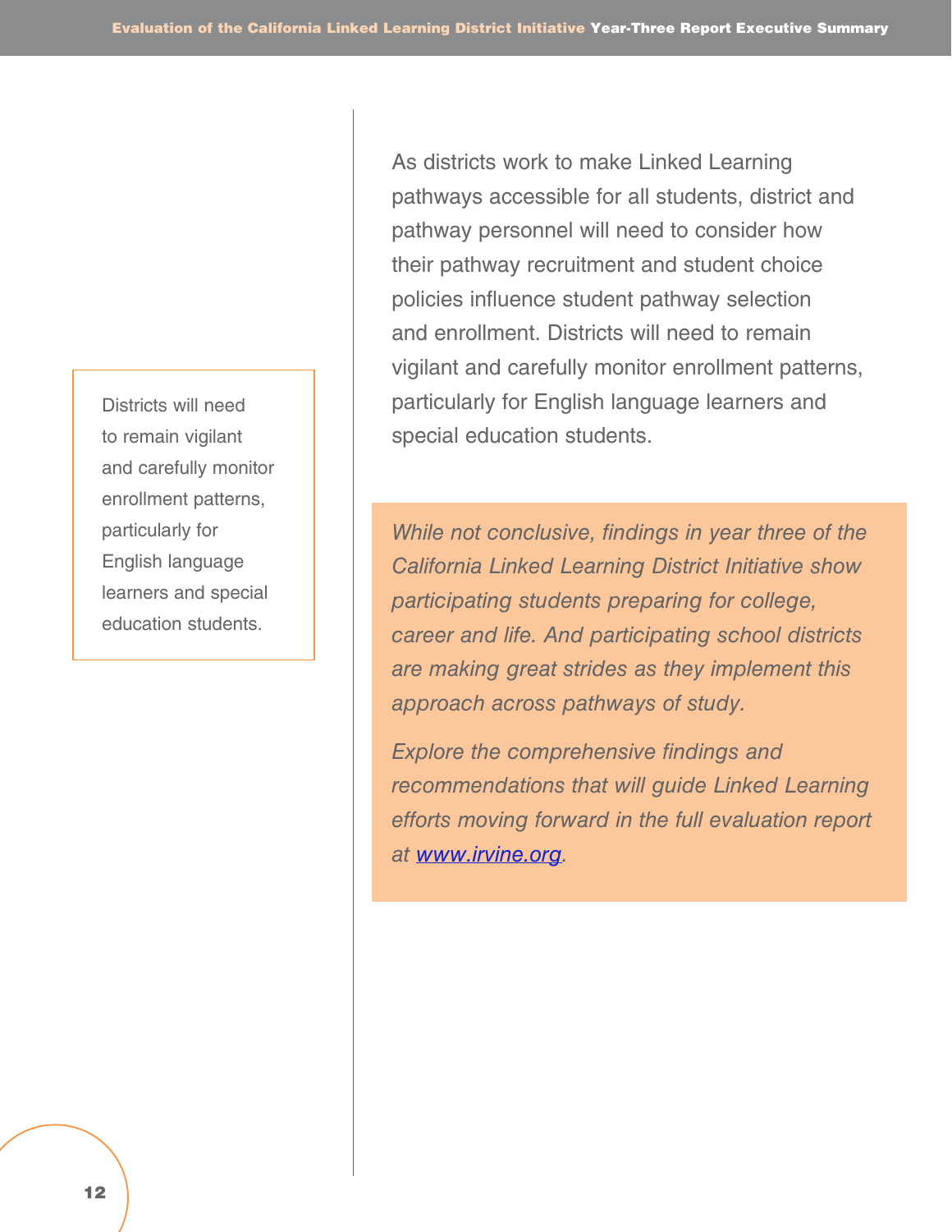Districts will need to remain vigilant and carefully monitor enrollment patterns, particularly for English language learners and special education students.

As districts work to make Linked Learning pathways accessible for all students, district and pathway personnel will need to consider how their pathway recruitment and student choice policies influence student pathway selection and enrollment. Districts will need to remain vigilant and carefully monitor enrollment patterns, particularly for English language learners and special education students.

*While not conclusive, findings in year three of the California Linked Learning District Initiative show participating students preparing for college, career and life. And participating school districts are making great strides as they implement this approach across pathways of study.*

*Explore the comprehensive findings and recommendations that will guide Linked Learning efforts moving forward in the full evaluation report at [www.irvine.org](http://www.irvine.org).*